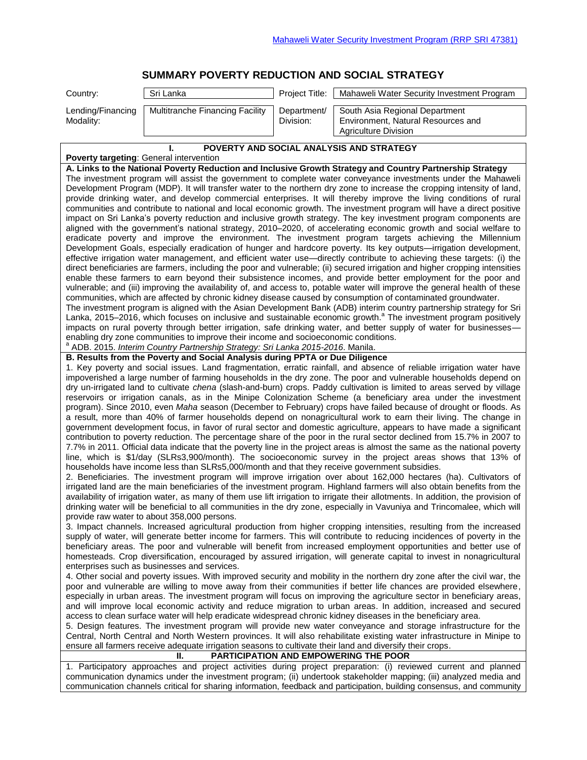Mahaweli Water Security Investment Program (RRP SRI 47381)

# SUMMARY POVERTY REDUCTION AND SOCIAL STRATEGY

| Country: | Sri Lanka | Project Title: | Mahaweli Water Security Investment Program |
|---|---|---|---|
| Lending/Financing Modality: | Multitranche Financing Facility | Department/ Division: | South Asia Regional Department Environment, Natural Resources and Agriculture Division |

## I. POVERTY AND SOCIAL ANALYSIS AND STRATEGY

**Poverty targeting**: General intervention

**A. Links to the National Poverty Reduction and Inclusive Growth Strategy and Country Partnership Strategy**

The investment program will assist the government to complete water conveyance investments under the Mahaweli Development Program (MDP). It will transfer water to the northern dry zone to increase the cropping intensity of land, provide drinking water, and develop commercial enterprises. It will thereby improve the living conditions of rural communities and contribute to national and local economic growth. The investment program will have a direct positive impact on Sri Lanka's poverty reduction and inclusive growth strategy. The key investment program components are aligned with the government's national strategy, 2010–2020, of accelerating economic growth and social welfare to eradicate poverty and improve the environment. The investment program targets achieving the Millennium Development Goals, especially eradication of hunger and hardcore poverty. Its key outputs—irrigation development, effective irrigation water management, and efficient water use—directly contribute to achieving these targets: (i) the direct beneficiaries are farmers, including the poor and vulnerable; (ii) secured irrigation and higher cropping intensities enable these farmers to earn beyond their subsistence incomes, and provide better employment for the poor and vulnerable; and (iii) improving the availability of, and access to, potable water will improve the general health of these communities, which are affected by chronic kidney disease caused by consumption of contaminated groundwater.

The investment program is aligned with the Asian Development Bank (ADB) interim country partnership strategy for Sri Lanka, 2015–2016, which focuses on inclusive and sustainable economic growth.[a] The investment program positively impacts on rural poverty through better irrigation, safe drinking water, and better supply of water for businesses—enabling dry zone communities to improve their income and socioeconomic conditions.

[a] ADB. 2015. *Interim Country Partnership Strategy: Sri Lanka 2015-2016*. Manila.

**B. Results from the Poverty and Social Analysis during PPTA or Due Diligence**

1. Key poverty and social issues. Land fragmentation, erratic rainfall, and absence of reliable irrigation water have impoverished a large number of farming households in the dry zone. The poor and vulnerable households depend on dry un-irrigated land to cultivate *chena* (slash-and-burn) crops. Paddy cultivation is limited to areas served by village reservoirs or irrigation canals, as in the Minipe Colonization Scheme (a beneficiary area under the investment program). Since 2010, even *Maha* season (December to February) crops have failed because of drought or floods. As a result, more than 40% of farmer households depend on nonagricultural work to earn their living. The change in government development focus, in favor of rural sector and domestic agriculture, appears to have made a significant contribution to poverty reduction. The percentage share of the poor in the rural sector declined from 15.7% in 2007 to 7.7% in 2011. Official data indicate that the poverty line in the project areas is almost the same as the national poverty line, which is \$1/day (SLRs3,900/month). The socioeconomic survey in the project areas shows that 13% of households have income less than SLRs5,000/month and that they receive government subsidies.

2. Beneficiaries. The investment program will improve irrigation over about 162,000 hectares (ha). Cultivators of irrigated land are the main beneficiaries of the investment program. Highland farmers will also obtain benefits from the availability of irrigation water, as many of them use lift irrigation to irrigate their allotments. In addition, the provision of drinking water will be beneficial to all communities in the dry zone, especially in Vavuniya and Trincomalee, which will provide raw water to about 358,000 persons.

3. Impact channels. Increased agricultural production from higher cropping intensities, resulting from the increased supply of water, will generate better income for farmers. This will contribute to reducing incidences of poverty in the beneficiary areas. The poor and vulnerable will benefit from increased employment opportunities and better use of homesteads. Crop diversification, encouraged by assured irrigation, will generate capital to invest in nonagricultural enterprises such as businesses and services.

4. Other social and poverty issues. With improved security and mobility in the northern dry zone after the civil war, the poor and vulnerable are willing to move away from their communities if better life chances are provided elsewhere, especially in urban areas. The investment program will focus on improving the agriculture sector in beneficiary areas, and will improve local economic activity and reduce migration to urban areas. In addition, increased and secured access to clean surface water will help eradicate widespread chronic kidney diseases in the beneficiary area.

5. Design features. The investment program will provide new water conveyance and storage infrastructure for the Central, North Central and North Western provinces. It will also rehabilitate existing water infrastructure in Minipe to ensure all farmers receive adequate irrigation seasons to cultivate their land and diversify their crops.

## II. PARTICIPATION AND EMPOWERING THE POOR

1. Participatory approaches and project activities during project preparation: (i) reviewed current and planned communication dynamics under the investment program; (ii) undertook stakeholder mapping; (iii) analyzed media and communication channels critical for sharing information, feedback and participation, building consensus, and community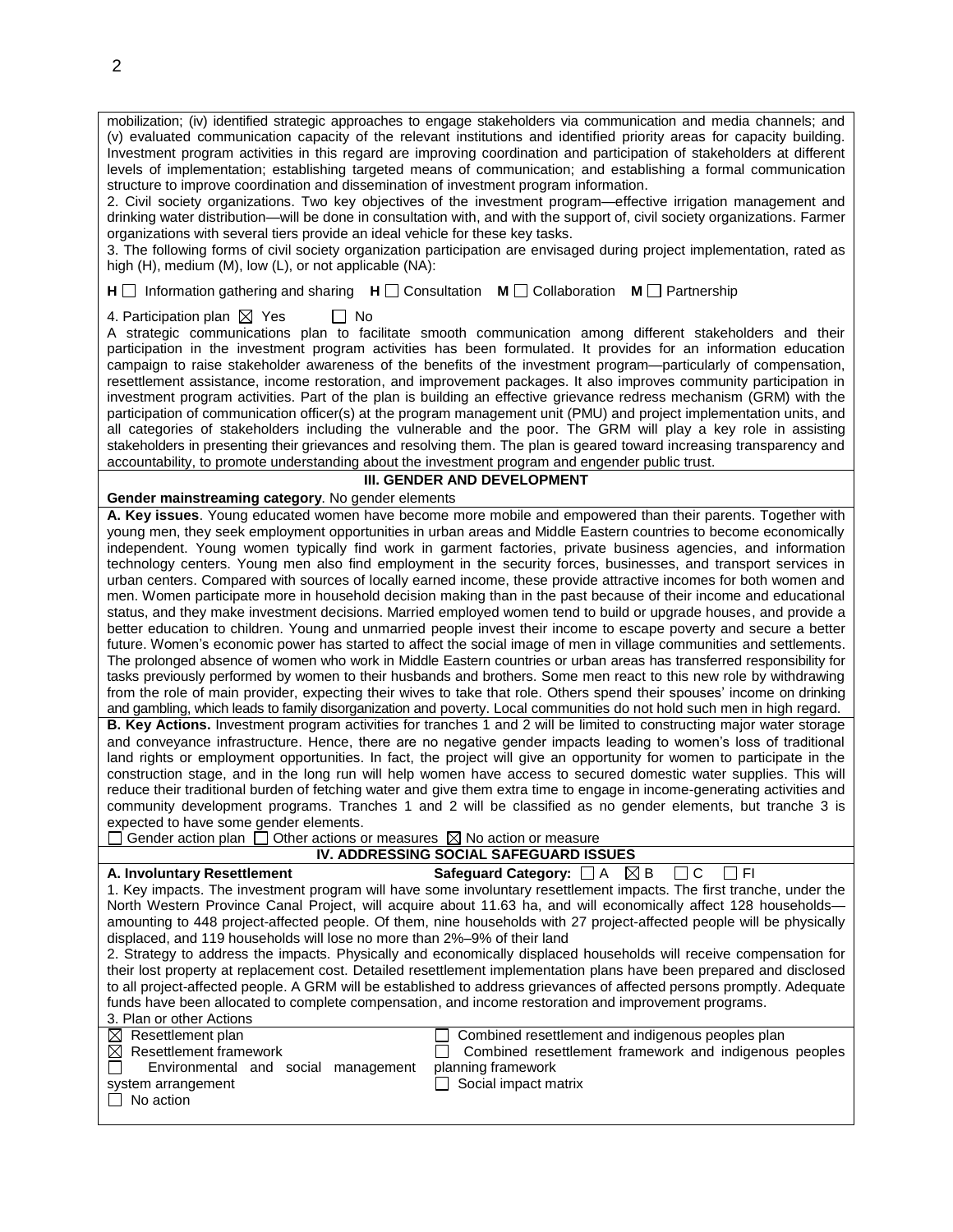mobilization; (iv) identified strategic approaches to engage stakeholders via communication and media channels; and (v) evaluated communication capacity of the relevant institutions and identified priority areas for capacity building. Investment program activities in this regard are improving coordination and participation of stakeholders at different levels of implementation; establishing targeted means of communication; and establishing a formal communication structure to improve coordination and dissemination of investment program information.

2. Civil society organizations. Two key objectives of the investment program—effective irrigation management and drinking water distribution—will be done in consultation with, and with the support of, civil society organizations. Farmer organizations with several tiers provide an ideal vehicle for these key tasks.

3. The following forms of civil society organization participation are envisaged during project implementation, rated as high (H), medium (M), low (L), or not applicable (NA):

**H** ☐ Information gathering and sharing **H** ☐ Consultation **M** ☐ Collaboration **M** ☐ Partnership

4. Participation plan ☒ Yes ☐ No

A strategic communications plan to facilitate smooth communication among different stakeholders and their participation in the investment program activities has been formulated. It provides for an information education campaign to raise stakeholder awareness of the benefits of the investment program—particularly of compensation, resettlement assistance, income restoration, and improvement packages. It also improves community participation in investment program activities. Part of the plan is building an effective grievance redress mechanism (GRM) with the participation of communication officer(s) at the program management unit (PMU) and project implementation units, and all categories of stakeholders including the vulnerable and the poor. The GRM will play a key role in assisting stakeholders in presenting their grievances and resolving them. The plan is geared toward increasing transparency and accountability, to promote understanding about the investment program and engender public trust.

## III. GENDER AND DEVELOPMENT

**Gender mainstreaming category**. No gender elements

**A. Key issues**. Young educated women have become more mobile and empowered than their parents. Together with young men, they seek employment opportunities in urban areas and Middle Eastern countries to become economically independent. Young women typically find work in garment factories, private business agencies, and information technology centers. Young men also find employment in the security forces, businesses, and transport services in urban centers. Compared with sources of locally earned income, these provide attractive incomes for both women and men. Women participate more in household decision making than in the past because of their income and educational status, and they make investment decisions. Married employed women tend to build or upgrade houses, and provide a better education to children. Young and unmarried people invest their income to escape poverty and secure a better future. Women's economic power has started to affect the social image of men in village communities and settlements. The prolonged absence of women who work in Middle Eastern countries or urban areas has transferred responsibility for tasks previously performed by women to their husbands and brothers. Some men react to this new role by withdrawing from the role of main provider, expecting their wives to take that role. Others spend their spouses' income on drinking and gambling, which leads to family disorganization and poverty. Local communities do not hold such men in high regard.

**B. Key Actions.** Investment program activities for tranches 1 and 2 will be limited to constructing major water storage and conveyance infrastructure. Hence, there are no negative gender impacts leading to women's loss of traditional land rights or employment opportunities. In fact, the project will give an opportunity for women to participate in the construction stage, and in the long run will help women have access to secured domestic water supplies. This will reduce their traditional burden of fetching water and give them extra time to engage in income-generating activities and community development programs. Tranches 1 and 2 will be classified as no gender elements, but tranche 3 is expected to have some gender elements.

☐ Gender action plan ☐ Other actions or measures ☒ No action or measure

## IV. ADDRESSING SOCIAL SAFEGUARD ISSUES

**A. Involuntary Resettlement** **Safeguard Category:** ☐ A ☒ B ☐ C ☐ FI

1. Key impacts. The investment program will have some involuntary resettlement impacts. The first tranche, under the North Western Province Canal Project, will acquire about 11.63 ha, and will economically affect 128 households—amounting to 448 project-affected people. Of them, nine households with 27 project-affected people will be physically displaced, and 119 households will lose no more than 2%–9% of their land

2. Strategy to address the impacts. Physically and economically displaced households will receive compensation for their lost property at replacement cost. Detailed resettlement implementation plans have been prepared and disclosed to all project-affected people. A GRM will be established to address grievances of affected persons promptly. Adequate funds have been allocated to complete compensation, and income restoration and improvement programs.

3. Plan or other Actions

☒ Resettlement plan
☒ Resettlement framework
☐ Environmental and social management system arrangement
☐ No action
☐ Combined resettlement and indigenous peoples plan
☐ Combined resettlement framework and indigenous peoples planning framework
☐ Social impact matrix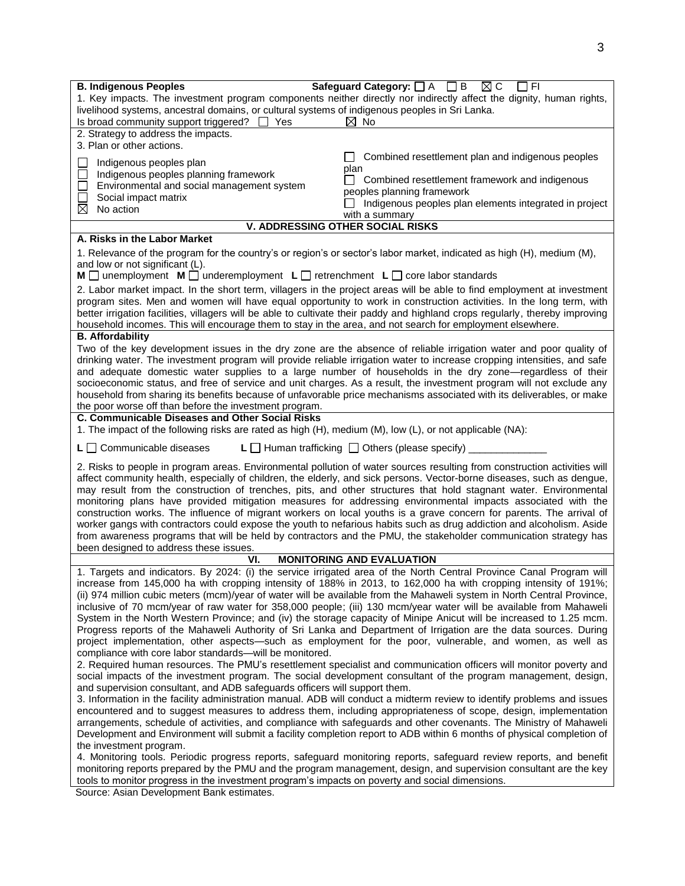**B. Indigenous Peoples** **Safeguard Category:** ☐ A ☐ B ☒ C ☐ FI

1. Key impacts. The investment program components neither directly nor indirectly affect the dignity, human rights, livelihood systems, ancestral domains, or cultural systems of indigenous peoples in Sri Lanka.

Is broad community support triggered? ☐ Yes ☒ No

2. Strategy to address the impacts.

3. Plan or other actions.

- ☐ Indigenous peoples plan
- ☐ Indigenous peoples planning framework
- ☐ Environmental and social management system
- ☐ Social impact matrix
- ☒ No action
- ☐ Combined resettlement plan and indigenous peoples plan
- ☐ Combined resettlement framework and indigenous peoples planning framework
- ☐ Indigenous peoples plan elements integrated in project with a summary

## V. ADDRESSING OTHER SOCIAL RISKS

**A. Risks in the Labor Market**

1. Relevance of the program for the country's or region's or sector's labor market, indicated as high (H), medium (M), and low or not significant (L).

**M** ☐ unemployment **M** ☐ underemployment **L** ☐ retrenchment **L** ☐ core labor standards

2. Labor market impact. In the short term, villagers in the project areas will be able to find employment at investment program sites. Men and women will have equal opportunity to work in construction activities. In the long term, with better irrigation facilities, villagers will be able to cultivate their paddy and highland crops regularly, thereby improving household incomes. This will encourage them to stay in the area, and not search for employment elsewhere.

**B. Affordability**

Two of the key development issues in the dry zone are the absence of reliable irrigation water and poor quality of drinking water. The investment program will provide reliable irrigation water to increase cropping intensities, and safe and adequate domestic water supplies to a large number of households in the dry zone—regardless of their socioeconomic status, and free of service and unit charges. As a result, the investment program will not exclude any household from sharing its benefits because of unfavorable price mechanisms associated with its deliverables, or make the poor worse off than before the investment program.

**C. Communicable Diseases and Other Social Risks**

1. The impact of the following risks are rated as high (H), medium (M), low (L), or not applicable (NA):

**L** ☐ Communicable diseases **L** ☐ Human trafficking ☐ Others (please specify) ______________

2. Risks to people in program areas. Environmental pollution of water sources resulting from construction activities will affect community health, especially of children, the elderly, and sick persons. Vector-borne diseases, such as dengue, may result from the construction of trenches, pits, and other structures that hold stagnant water. Environmental monitoring plans have provided mitigation measures for addressing environmental impacts associated with the construction works. The influence of migrant workers on local youths is a grave concern for parents. The arrival of worker gangs with contractors could expose the youth to nefarious habits such as drug addiction and alcoholism. Aside from awareness programs that will be held by contractors and the PMU, the stakeholder communication strategy has been designed to address these issues.

## VI. MONITORING AND EVALUATION

1. Targets and indicators. By 2024: (i) the service irrigated area of the North Central Province Canal Program will increase from 145,000 ha with cropping intensity of 188% in 2013, to 162,000 ha with cropping intensity of 191%; (ii) 974 million cubic meters (mcm)/year of water will be available from the Mahaweli system in North Central Province, inclusive of 70 mcm/year of raw water for 358,000 people; (iii) 130 mcm/year water will be available from Mahaweli System in the North Western Province; and (iv) the storage capacity of Minipe Anicut will be increased to 1.25 mcm. Progress reports of the Mahaweli Authority of Sri Lanka and Department of Irrigation are the data sources. During project implementation, other aspects—such as employment for the poor, vulnerable, and women, as well as compliance with core labor standards—will be monitored.

2. Required human resources. The PMU's resettlement specialist and communication officers will monitor poverty and social impacts of the investment program. The social development consultant of the program management, design, and supervision consultant, and ADB safeguards officers will support them.

3. Information in the facility administration manual. ADB will conduct a midterm review to identify problems and issues encountered and to suggest measures to address them, including appropriateness of scope, design, implementation arrangements, schedule of activities, and compliance with safeguards and other covenants. The Ministry of Mahaweli Development and Environment will submit a facility completion report to ADB within 6 months of physical completion of the investment program.

4. Monitoring tools. Periodic progress reports, safeguard monitoring reports, safeguard review reports, and benefit monitoring reports prepared by the PMU and the program management, design, and supervision consultant are the key tools to monitor progress in the investment program's impacts on poverty and social dimensions.

Source: Asian Development Bank estimates.